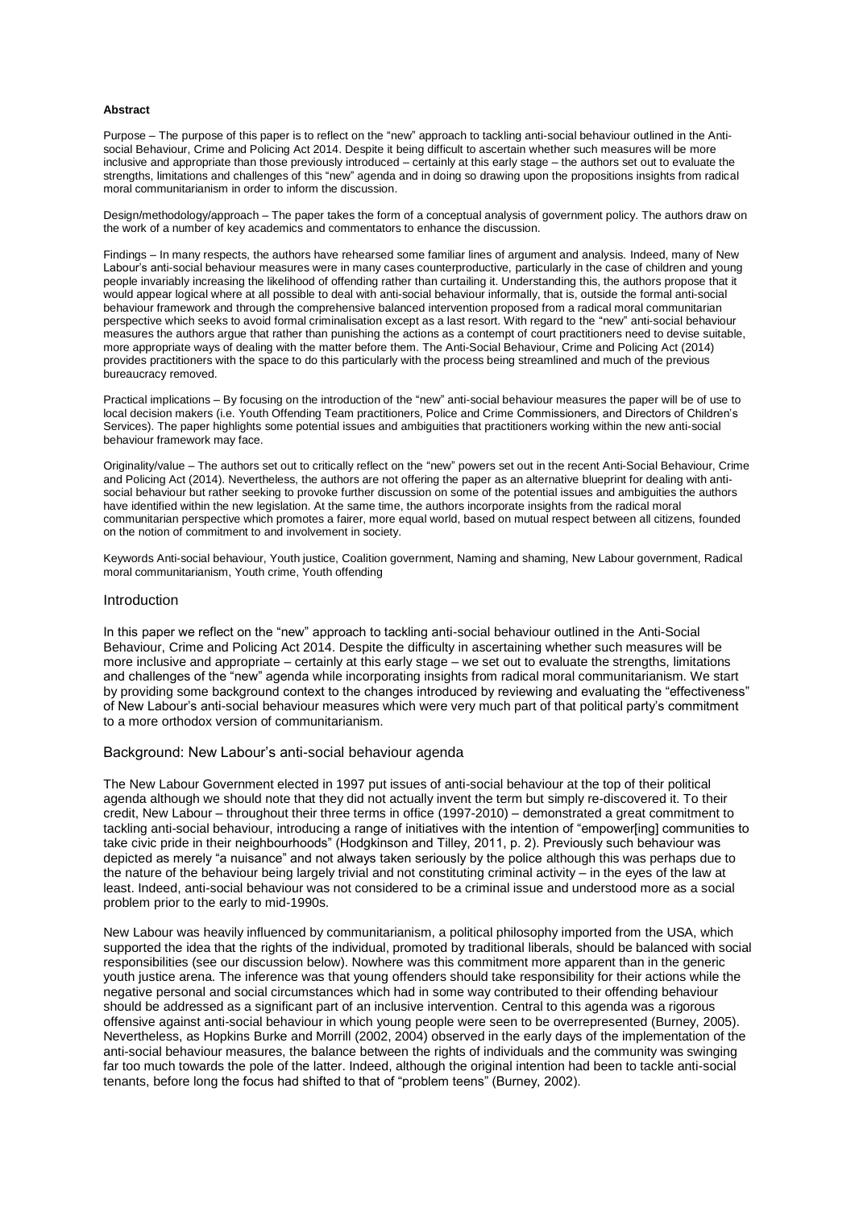**Abstract**

Purpose – The purpose of this paper is to reflect on the "new" approach to tackling anti-social behaviour outlined in the Anti-social Behaviour, Crime and Policing Act 2014. Despite it being difficult to ascertain whether such measures will be more inclusive and appropriate than those previously introduced – certainly at this early stage – the authors set out to evaluate the strengths, limitations and challenges of this "new" agenda and in doing so drawing upon the propositions insights from radical moral communitarianism in order to inform the discussion.

Design/methodology/approach – The paper takes the form of a conceptual analysis of government policy. The authors draw on the work of a number of key academics and commentators to enhance the discussion.

Findings – In many respects, the authors have rehearsed some familiar lines of argument and analysis. Indeed, many of New Labour's anti-social behaviour measures were in many cases counterproductive, particularly in the case of children and young people invariably increasing the likelihood of offending rather than curtailing it. Understanding this, the authors propose that it would appear logical where at all possible to deal with anti-social behaviour informally, that is, outside the formal anti-social behaviour framework and through the comprehensive balanced intervention proposed from a radical moral communitarian perspective which seeks to avoid formal criminalisation except as a last resort. With regard to the "new" anti-social behaviour measures the authors argue that rather than punishing the actions as a contempt of court practitioners need to devise suitable, more appropriate ways of dealing with the matter before them. The Anti-Social Behaviour, Crime and Policing Act (2014) provides practitioners with the space to do this particularly with the process being streamlined and much of the previous bureaucracy removed.

Practical implications – By focusing on the introduction of the "new" anti-social behaviour measures the paper will be of use to local decision makers (i.e. Youth Offending Team practitioners, Police and Crime Commissioners, and Directors of Children's Services). The paper highlights some potential issues and ambiguities that practitioners working within the new anti-social behaviour framework may face.

Originality/value – The authors set out to critically reflect on the "new" powers set out in the recent Anti-Social Behaviour, Crime and Policing Act (2014). Nevertheless, the authors are not offering the paper as an alternative blueprint for dealing with anti-social behaviour but rather seeking to provoke further discussion on some of the potential issues and ambiguities the authors have identified within the new legislation. At the same time, the authors incorporate insights from the radical moral communitarian perspective which promotes a fairer, more equal world, based on mutual respect between all citizens, founded on the notion of commitment to and involvement in society.

Keywords Anti-social behaviour, Youth justice, Coalition government, Naming and shaming, New Labour government, Radical moral communitarianism, Youth crime, Youth offending

## Introduction

In this paper we reflect on the "new" approach to tackling anti-social behaviour outlined in the Anti-Social Behaviour, Crime and Policing Act 2014. Despite the difficulty in ascertaining whether such measures will be more inclusive and appropriate – certainly at this early stage – we set out to evaluate the strengths, limitations and challenges of the "new" agenda while incorporating insights from radical moral communitarianism. We start by providing some background context to the changes introduced by reviewing and evaluating the "effectiveness" of New Labour's anti-social behaviour measures which were very much part of that political party's commitment to a more orthodox version of communitarianism.

## Background: New Labour's anti-social behaviour agenda

The New Labour Government elected in 1997 put issues of anti-social behaviour at the top of their political agenda although we should note that they did not actually invent the term but simply re-discovered it. To their credit, New Labour – throughout their three terms in office (1997-2010) – demonstrated a great commitment to tackling anti-social behaviour, introducing a range of initiatives with the intention of "empower[ing] communities to take civic pride in their neighbourhoods" (Hodgkinson and Tilley, 2011, p. 2). Previously such behaviour was depicted as merely "a nuisance" and not always taken seriously by the police although this was perhaps due to the nature of the behaviour being largely trivial and not constituting criminal activity – in the eyes of the law at least. Indeed, anti-social behaviour was not considered to be a criminal issue and understood more as a social problem prior to the early to mid-1990s.

New Labour was heavily influenced by communitarianism, a political philosophy imported from the USA, which supported the idea that the rights of the individual, promoted by traditional liberals, should be balanced with social responsibilities (see our discussion below). Nowhere was this commitment more apparent than in the generic youth justice arena. The inference was that young offenders should take responsibility for their actions while the negative personal and social circumstances which had in some way contributed to their offending behaviour should be addressed as a significant part of an inclusive intervention. Central to this agenda was a rigorous offensive against anti-social behaviour in which young people were seen to be overrepresented (Burney, 2005). Nevertheless, as Hopkins Burke and Morrill (2002, 2004) observed in the early days of the implementation of the anti-social behaviour measures, the balance between the rights of individuals and the community was swinging far too much towards the pole of the latter. Indeed, although the original intention had been to tackle anti-social tenants, before long the focus had shifted to that of "problem teens" (Burney, 2002).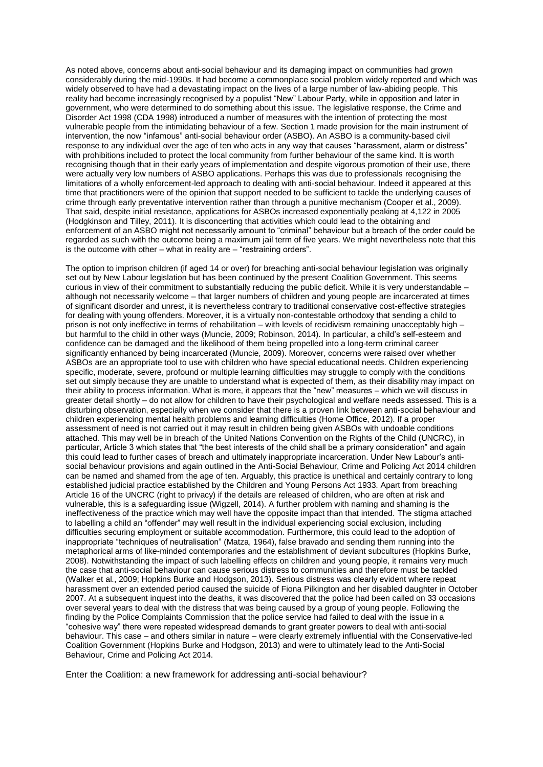As noted above, concerns about anti-social behaviour and its damaging impact on communities had grown considerably during the mid-1990s. It had become a commonplace social problem widely reported and which was widely observed to have had a devastating impact on the lives of a large number of law-abiding people. This reality had become increasingly recognised by a populist "New" Labour Party, while in opposition and later in government, who were determined to do something about this issue. The legislative response, the Crime and Disorder Act 1998 (CDA 1998) introduced a number of measures with the intention of protecting the most vulnerable people from the intimidating behaviour of a few. Section 1 made provision for the main instrument of intervention, the now "infamous" anti-social behaviour order (ASBO). An ASBO is a community-based civil response to any individual over the age of ten who acts in any way that causes "harassment, alarm or distress" with prohibitions included to protect the local community from further behaviour of the same kind. It is worth recognising though that in their early years of implementation and despite vigorous promotion of their use, there were actually very low numbers of ASBO applications. Perhaps this was due to professionals recognising the limitations of a wholly enforcement-led approach to dealing with anti-social behaviour. Indeed it appeared at this time that practitioners were of the opinion that support needed to be sufficient to tackle the underlying causes of crime through early preventative intervention rather than through a punitive mechanism (Cooper et al., 2009). That said, despite initial resistance, applications for ASBOs increased exponentially peaking at 4,122 in 2005 (Hodgkinson and Tilley, 2011). It is disconcerting that activities which could lead to the obtaining and enforcement of an ASBO might not necessarily amount to "criminal" behaviour but a breach of the order could be regarded as such with the outcome being a maximum jail term of five years. We might nevertheless note that this is the outcome with other – what in reality are – "restraining orders".

The option to imprison children (if aged 14 or over) for breaching anti-social behaviour legislation was originally set out by New Labour legislation but has been continued by the present Coalition Government. This seems curious in view of their commitment to substantially reducing the public deficit. While it is very understandable – although not necessarily welcome – that larger numbers of children and young people are incarcerated at times of significant disorder and unrest, it is nevertheless contrary to traditional conservative cost-effective strategies for dealing with young offenders. Moreover, it is a virtually non-contestable orthodoxy that sending a child to prison is not only ineffective in terms of rehabilitation – with levels of recidivism remaining unacceptably high – but harmful to the child in other ways (Muncie, 2009; Robinson, 2014). In particular, a child's self-esteem and confidence can be damaged and the likelihood of them being propelled into a long-term criminal career significantly enhanced by being incarcerated (Muncie, 2009). Moreover, concerns were raised over whether ASBOs are an appropriate tool to use with children who have special educational needs. Children experiencing specific, moderate, severe, profound or multiple learning difficulties may struggle to comply with the conditions set out simply because they are unable to understand what is expected of them, as their disability may impact on their ability to process information. What is more, it appears that the "new" measures – which we will discuss in greater detail shortly – do not allow for children to have their psychological and welfare needs assessed. This is a disturbing observation, especially when we consider that there is a proven link between anti-social behaviour and children experiencing mental health problems and learning difficulties (Home Office, 2012). If a proper assessment of need is not carried out it may result in children being given ASBOs with undoable conditions attached. This may well be in breach of the United Nations Convention on the Rights of the Child (UNCRC), in particular, Article 3 which states that "the best interests of the child shall be a primary consideration" and again this could lead to further cases of breach and ultimately inappropriate incarceration. Under New Labour's anti-social behaviour provisions and again outlined in the Anti-Social Behaviour, Crime and Policing Act 2014 children can be named and shamed from the age of ten. Arguably, this practice is unethical and certainly contrary to long established judicial practice established by the Children and Young Persons Act 1933. Apart from breaching Article 16 of the UNCRC (right to privacy) if the details are released of children, who are often at risk and vulnerable, this is a safeguarding issue (Wigzell, 2014). A further problem with naming and shaming is the ineffectiveness of the practice which may well have the opposite impact than that intended. The stigma attached to labelling a child an "offender" may well result in the individual experiencing social exclusion, including difficulties securing employment or suitable accommodation. Furthermore, this could lead to the adoption of inappropriate "techniques of neutralisation" (Matza, 1964), false bravado and sending them running into the metaphorical arms of like-minded contemporaries and the establishment of deviant subcultures (Hopkins Burke, 2008). Notwithstanding the impact of such labelling effects on children and young people, it remains very much the case that anti-social behaviour can cause serious distress to communities and therefore must be tackled (Walker et al., 2009; Hopkins Burke and Hodgson, 2013). Serious distress was clearly evident where repeat harassment over an extended period caused the suicide of Fiona Pilkington and her disabled daughter in October 2007. At a subsequent inquest into the deaths, it was discovered that the police had been called on 33 occasions over several years to deal with the distress that was being caused by a group of young people. Following the finding by the Police Complaints Commission that the police service had failed to deal with the issue in a "cohesive way" there were repeated widespread demands to grant greater powers to deal with anti-social behaviour. This case – and others similar in nature – were clearly extremely influential with the Conservative-led Coalition Government (Hopkins Burke and Hodgson, 2013) and were to ultimately lead to the Anti-Social Behaviour, Crime and Policing Act 2014.

## Enter the Coalition: a new framework for addressing anti-social behaviour?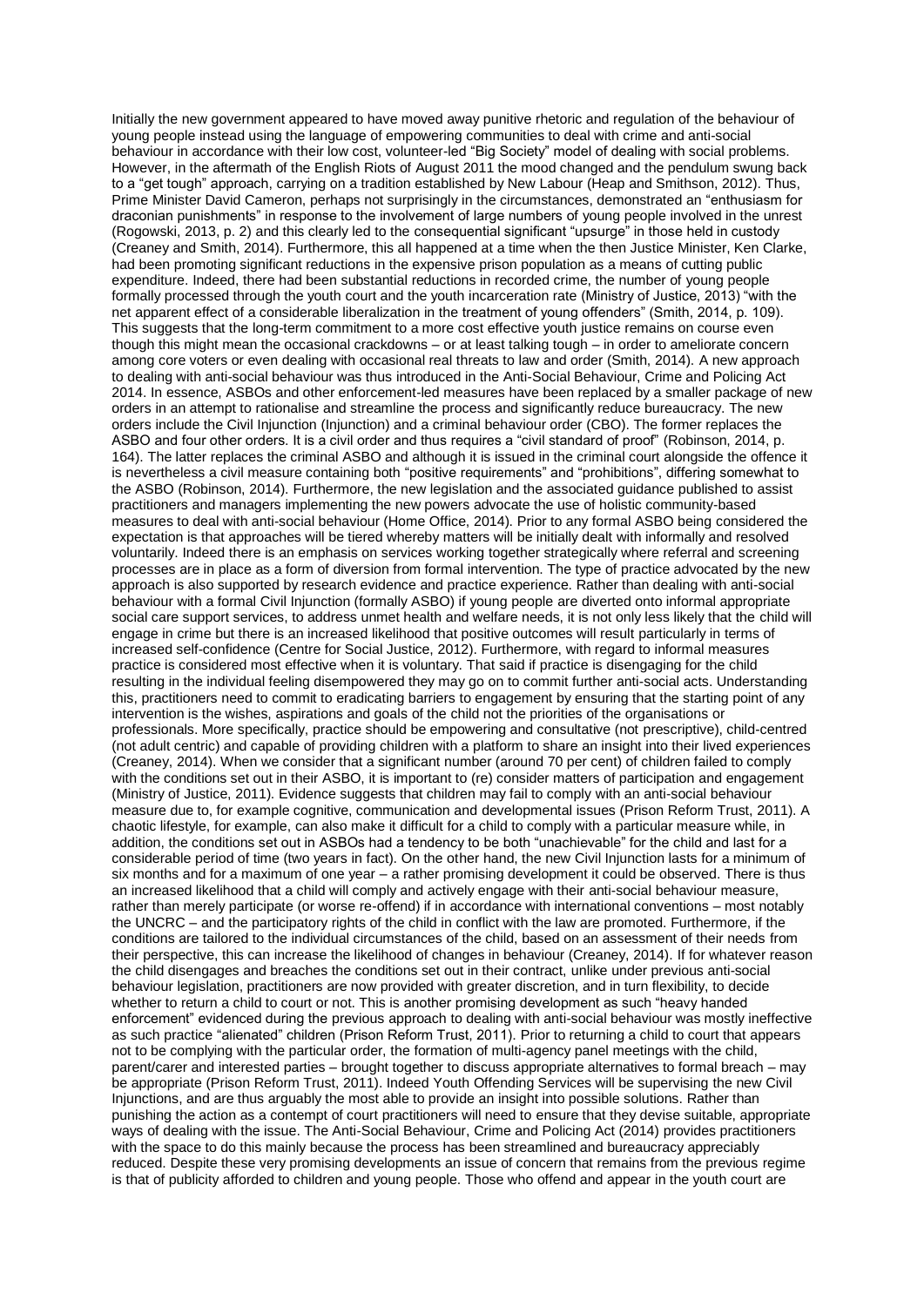Initially the new government appeared to have moved away punitive rhetoric and regulation of the behaviour of young people instead using the language of empowering communities to deal with crime and anti-social behaviour in accordance with their low cost, volunteer-led "Big Society" model of dealing with social problems. However, in the aftermath of the English Riots of August 2011 the mood changed and the pendulum swung back to a "get tough" approach, carrying on a tradition established by New Labour (Heap and Smithson, 2012). Thus, Prime Minister David Cameron, perhaps not surprisingly in the circumstances, demonstrated an "enthusiasm for draconian punishments" in response to the involvement of large numbers of young people involved in the unrest (Rogowski, 2013, p. 2) and this clearly led to the consequential significant "upsurge" in those held in custody (Creaney and Smith, 2014). Furthermore, this all happened at a time when the then Justice Minister, Ken Clarke, had been promoting significant reductions in the expensive prison population as a means of cutting public expenditure. Indeed, there had been substantial reductions in recorded crime, the number of young people formally processed through the youth court and the youth incarceration rate (Ministry of Justice, 2013) "with the net apparent effect of a considerable liberalization in the treatment of young offenders" (Smith, 2014, p. 109). This suggests that the long-term commitment to a more cost effective youth justice remains on course even though this might mean the occasional crackdowns – or at least talking tough – in order to ameliorate concern among core voters or even dealing with occasional real threats to law and order (Smith, 2014). A new approach to dealing with anti-social behaviour was thus introduced in the Anti-Social Behaviour, Crime and Policing Act 2014. In essence, ASBOs and other enforcement-led measures have been replaced by a smaller package of new orders in an attempt to rationalise and streamline the process and significantly reduce bureaucracy. The new orders include the Civil Injunction (Injunction) and a criminal behaviour order (CBO). The former replaces the ASBO and four other orders. It is a civil order and thus requires a "civil standard of proof" (Robinson, 2014, p. 164). The latter replaces the criminal ASBO and although it is issued in the criminal court alongside the offence it is nevertheless a civil measure containing both "positive requirements" and "prohibitions", differing somewhat to the ASBO (Robinson, 2014). Furthermore, the new legislation and the associated guidance published to assist practitioners and managers implementing the new powers advocate the use of holistic community-based measures to deal with anti-social behaviour (Home Office, 2014). Prior to any formal ASBO being considered the expectation is that approaches will be tiered whereby matters will be initially dealt with informally and resolved voluntarily. Indeed there is an emphasis on services working together strategically where referral and screening processes are in place as a form of diversion from formal intervention. The type of practice advocated by the new approach is also supported by research evidence and practice experience. Rather than dealing with anti-social behaviour with a formal Civil Injunction (formally ASBO) if young people are diverted onto informal appropriate social care support services, to address unmet health and welfare needs, it is not only less likely that the child will engage in crime but there is an increased likelihood that positive outcomes will result particularly in terms of increased self-confidence (Centre for Social Justice, 2012). Furthermore, with regard to informal measures practice is considered most effective when it is voluntary. That said if practice is disengaging for the child resulting in the individual feeling disempowered they may go on to commit further anti-social acts. Understanding this, practitioners need to commit to eradicating barriers to engagement by ensuring that the starting point of any intervention is the wishes, aspirations and goals of the child not the priorities of the organisations or professionals. More specifically, practice should be empowering and consultative (not prescriptive), child-centred (not adult centric) and capable of providing children with a platform to share an insight into their lived experiences (Creaney, 2014). When we consider that a significant number (around 70 per cent) of children failed to comply with the conditions set out in their ASBO, it is important to (re) consider matters of participation and engagement (Ministry of Justice, 2011). Evidence suggests that children may fail to comply with an anti-social behaviour measure due to, for example cognitive, communication and developmental issues (Prison Reform Trust, 2011). A chaotic lifestyle, for example, can also make it difficult for a child to comply with a particular measure while, in addition, the conditions set out in ASBOs had a tendency to be both "unachievable" for the child and last for a considerable period of time (two years in fact). On the other hand, the new Civil Injunction lasts for a minimum of six months and for a maximum of one year – a rather promising development it could be observed. There is thus an increased likelihood that a child will comply and actively engage with their anti-social behaviour measure, rather than merely participate (or worse re-offend) if in accordance with international conventions – most notably the UNCRC – and the participatory rights of the child in conflict with the law are promoted. Furthermore, if the conditions are tailored to the individual circumstances of the child, based on an assessment of their needs from their perspective, this can increase the likelihood of changes in behaviour (Creaney, 2014). If for whatever reason the child disengages and breaches the conditions set out in their contract, unlike under previous anti-social behaviour legislation, practitioners are now provided with greater discretion, and in turn flexibility, to decide whether to return a child to court or not. This is another promising development as such "heavy handed enforcement" evidenced during the previous approach to dealing with anti-social behaviour was mostly ineffective as such practice "alienated" children (Prison Reform Trust, 2011). Prior to returning a child to court that appears not to be complying with the particular order, the formation of multi-agency panel meetings with the child, parent/carer and interested parties – brought together to discuss appropriate alternatives to formal breach – may be appropriate (Prison Reform Trust, 2011). Indeed Youth Offending Services will be supervising the new Civil Injunctions, and are thus arguably the most able to provide an insight into possible solutions. Rather than punishing the action as a contempt of court practitioners will need to ensure that they devise suitable, appropriate ways of dealing with the issue. The Anti-Social Behaviour, Crime and Policing Act (2014) provides practitioners with the space to do this mainly because the process has been streamlined and bureaucracy appreciably reduced. Despite these very promising developments an issue of concern that remains from the previous regime is that of publicity afforded to children and young people. Those who offend and appear in the youth court are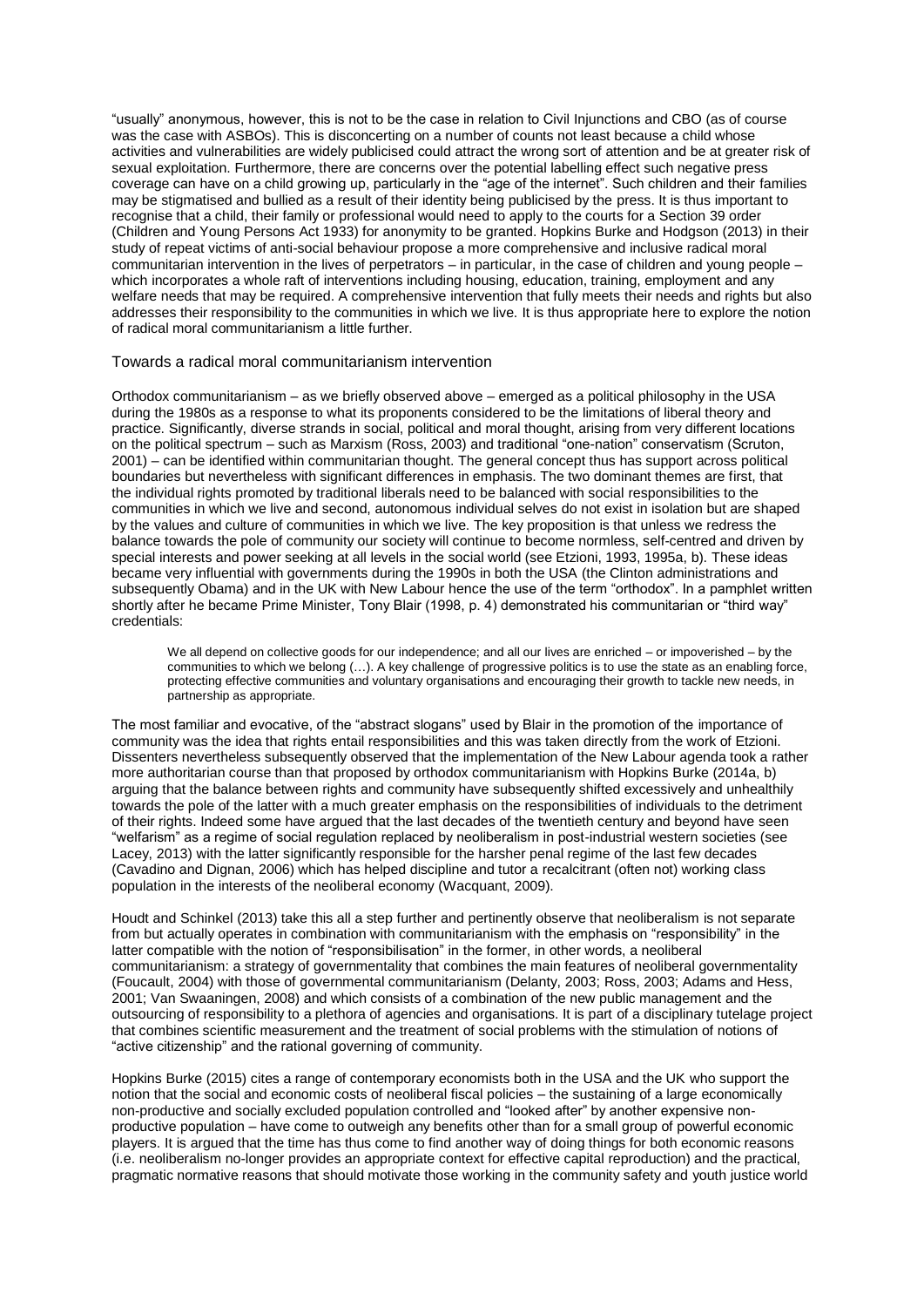"usually" anonymous, however, this is not to be the case in relation to Civil Injunctions and CBO (as of course was the case with ASBOs). This is disconcerting on a number of counts not least because a child whose activities and vulnerabilities are widely publicised could attract the wrong sort of attention and be at greater risk of sexual exploitation. Furthermore, there are concerns over the potential labelling effect such negative press coverage can have on a child growing up, particularly in the "age of the internet". Such children and their families may be stigmatised and bullied as a result of their identity being publicised by the press. It is thus important to recognise that a child, their family or professional would need to apply to the courts for a Section 39 order (Children and Young Persons Act 1933) for anonymity to be granted. Hopkins Burke and Hodgson (2013) in their study of repeat victims of anti-social behaviour propose a more comprehensive and inclusive radical moral communitarian intervention in the lives of perpetrators – in particular, in the case of children and young people – which incorporates a whole raft of interventions including housing, education, training, employment and any welfare needs that may be required. A comprehensive intervention that fully meets their needs and rights but also addresses their responsibility to the communities in which we live. It is thus appropriate here to explore the notion of radical moral communitarianism a little further.

## Towards a radical moral communitarianism intervention

Orthodox communitarianism – as we briefly observed above – emerged as a political philosophy in the USA during the 1980s as a response to what its proponents considered to be the limitations of liberal theory and practice. Significantly, diverse strands in social, political and moral thought, arising from very different locations on the political spectrum – such as Marxism (Ross, 2003) and traditional "one-nation" conservatism (Scruton, 2001) – can be identified within communitarian thought. The general concept thus has support across political boundaries but nevertheless with significant differences in emphasis. The two dominant themes are first, that the individual rights promoted by traditional liberals need to be balanced with social responsibilities to the communities in which we live and second, autonomous individual selves do not exist in isolation but are shaped by the values and culture of communities in which we live. The key proposition is that unless we redress the balance towards the pole of community our society will continue to become normless, self-centred and driven by special interests and power seeking at all levels in the social world (see Etzioni, 1993, 1995a, b). These ideas became very influential with governments during the 1990s in both the USA (the Clinton administrations and subsequently Obama) and in the UK with New Labour hence the use of the term "orthodox". In a pamphlet written shortly after he became Prime Minister, Tony Blair (1998, p. 4) demonstrated his communitarian or "third way" credentials:

> We all depend on collective goods for our independence; and all our lives are enriched – or impoverished – by the communities to which we belong (…). A key challenge of progressive politics is to use the state as an enabling force, protecting effective communities and voluntary organisations and encouraging their growth to tackle new needs, in partnership as appropriate.

The most familiar and evocative, of the "abstract slogans" used by Blair in the promotion of the importance of community was the idea that rights entail responsibilities and this was taken directly from the work of Etzioni. Dissenters nevertheless subsequently observed that the implementation of the New Labour agenda took a rather more authoritarian course than that proposed by orthodox communitarianism with Hopkins Burke (2014a, b) arguing that the balance between rights and community have subsequently shifted excessively and unhealthily towards the pole of the latter with a much greater emphasis on the responsibilities of individuals to the detriment of their rights. Indeed some have argued that the last decades of the twentieth century and beyond have seen "welfarism" as a regime of social regulation replaced by neoliberalism in post-industrial western societies (see Lacey, 2013) with the latter significantly responsible for the harsher penal regime of the last few decades (Cavadino and Dignan, 2006) which has helped discipline and tutor a recalcitrant (often not) working class population in the interests of the neoliberal economy (Wacquant, 2009).

Houdt and Schinkel (2013) take this all a step further and pertinently observe that neoliberalism is not separate from but actually operates in combination with communitarianism with the emphasis on "responsibility" in the latter compatible with the notion of "responsibilisation" in the former, in other words, a neoliberal communitarianism: a strategy of governmentality that combines the main features of neoliberal governmentality (Foucault, 2004) with those of governmental communitarianism (Delanty, 2003; Ross, 2003; Adams and Hess, 2001; Van Swaaningen, 2008) and which consists of a combination of the new public management and the outsourcing of responsibility to a plethora of agencies and organisations. It is part of a disciplinary tutelage project that combines scientific measurement and the treatment of social problems with the stimulation of notions of "active citizenship" and the rational governing of community.

Hopkins Burke (2015) cites a range of contemporary economists both in the USA and the UK who support the notion that the social and economic costs of neoliberal fiscal policies – the sustaining of a large economically non-productive and socially excluded population controlled and "looked after" by another expensive non-productive population – have come to outweigh any benefits other than for a small group of powerful economic players. It is argued that the time has thus come to find another way of doing things for both economic reasons (i.e. neoliberalism no-longer provides an appropriate context for effective capital reproduction) and the practical, pragmatic normative reasons that should motivate those working in the community safety and youth justice world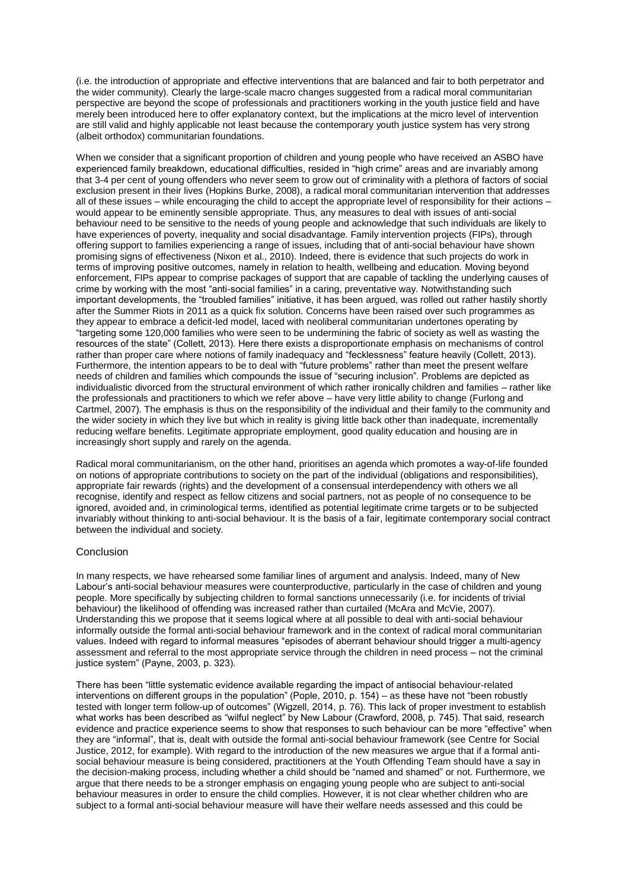(i.e. the introduction of appropriate and effective interventions that are balanced and fair to both perpetrator and the wider community). Clearly the large-scale macro changes suggested from a radical moral communitarian perspective are beyond the scope of professionals and practitioners working in the youth justice field and have merely been introduced here to offer explanatory context, but the implications at the micro level of intervention are still valid and highly applicable not least because the contemporary youth justice system has very strong (albeit orthodox) communitarian foundations.

When we consider that a significant proportion of children and young people who have received an ASBO have experienced family breakdown, educational difficulties, resided in "high crime" areas and are invariably among that 3-4 per cent of young offenders who never seem to grow out of criminality with a plethora of factors of social exclusion present in their lives (Hopkins Burke, 2008), a radical moral communitarian intervention that addresses all of these issues – while encouraging the child to accept the appropriate level of responsibility for their actions – would appear to be eminently sensible appropriate. Thus, any measures to deal with issues of anti-social behaviour need to be sensitive to the needs of young people and acknowledge that such individuals are likely to have experiences of poverty, inequality and social disadvantage. Family intervention projects (FIPs), through offering support to families experiencing a range of issues, including that of anti-social behaviour have shown promising signs of effectiveness (Nixon et al., 2010). Indeed, there is evidence that such projects do work in terms of improving positive outcomes, namely in relation to health, wellbeing and education. Moving beyond enforcement, FIPs appear to comprise packages of support that are capable of tackling the underlying causes of crime by working with the most "anti-social families" in a caring, preventative way. Notwithstanding such important developments, the "troubled families" initiative, it has been argued, was rolled out rather hastily shortly after the Summer Riots in 2011 as a quick fix solution. Concerns have been raised over such programmes as they appear to embrace a deficit-led model, laced with neoliberal communitarian undertones operating by "targeting some 120,000 families who were seen to be undermining the fabric of society as well as wasting the resources of the state" (Collett, 2013). Here there exists a disproportionate emphasis on mechanisms of control rather than proper care where notions of family inadequacy and "fecklessness" feature heavily (Collett, 2013). Furthermore, the intention appears to be to deal with "future problems" rather than meet the present welfare needs of children and families which compounds the issue of "securing inclusion". Problems are depicted as individualistic divorced from the structural environment of which rather ironically children and families – rather like the professionals and practitioners to which we refer above – have very little ability to change (Furlong and Cartmel, 2007). The emphasis is thus on the responsibility of the individual and their family to the community and the wider society in which they live but which in reality is giving little back other than inadequate, incrementally reducing welfare benefits. Legitimate appropriate employment, good quality education and housing are in increasingly short supply and rarely on the agenda.

Radical moral communitarianism, on the other hand, prioritises an agenda which promotes a way-of-life founded on notions of appropriate contributions to society on the part of the individual (obligations and responsibilities), appropriate fair rewards (rights) and the development of a consensual interdependency with others we all recognise, identify and respect as fellow citizens and social partners, not as people of no consequence to be ignored, avoided and, in criminological terms, identified as potential legitimate crime targets or to be subjected invariably without thinking to anti-social behaviour. It is the basis of a fair, legitimate contemporary social contract between the individual and society.

## Conclusion

In many respects, we have rehearsed some familiar lines of argument and analysis. Indeed, many of New Labour's anti-social behaviour measures were counterproductive, particularly in the case of children and young people. More specifically by subjecting children to formal sanctions unnecessarily (i.e. for incidents of trivial behaviour) the likelihood of offending was increased rather than curtailed (McAra and McVie, 2007). Understanding this we propose that it seems logical where at all possible to deal with anti-social behaviour informally outside the formal anti-social behaviour framework and in the context of radical moral communitarian values. Indeed with regard to informal measures "episodes of aberrant behaviour should trigger a multi-agency assessment and referral to the most appropriate service through the children in need process – not the criminal justice system" (Payne, 2003, p. 323).

There has been "little systematic evidence available regarding the impact of antisocial behaviour-related interventions on different groups in the population" (Pople, 2010, p. 154) – as these have not "been robustly tested with longer term follow-up of outcomes" (Wigzell, 2014, p. 76). This lack of proper investment to establish what works has been described as "wilful neglect" by New Labour (Crawford, 2008, p. 745). That said, research evidence and practice experience seems to show that responses to such behaviour can be more "effective" when they are "informal", that is, dealt with outside the formal anti-social behaviour framework (see Centre for Social Justice, 2012, for example). With regard to the introduction of the new measures we argue that if a formal anti-social behaviour measure is being considered, practitioners at the Youth Offending Team should have a say in the decision-making process, including whether a child should be "named and shamed" or not. Furthermore, we argue that there needs to be a stronger emphasis on engaging young people who are subject to anti-social behaviour measures in order to ensure the child complies. However, it is not clear whether children who are subject to a formal anti-social behaviour measure will have their welfare needs assessed and this could be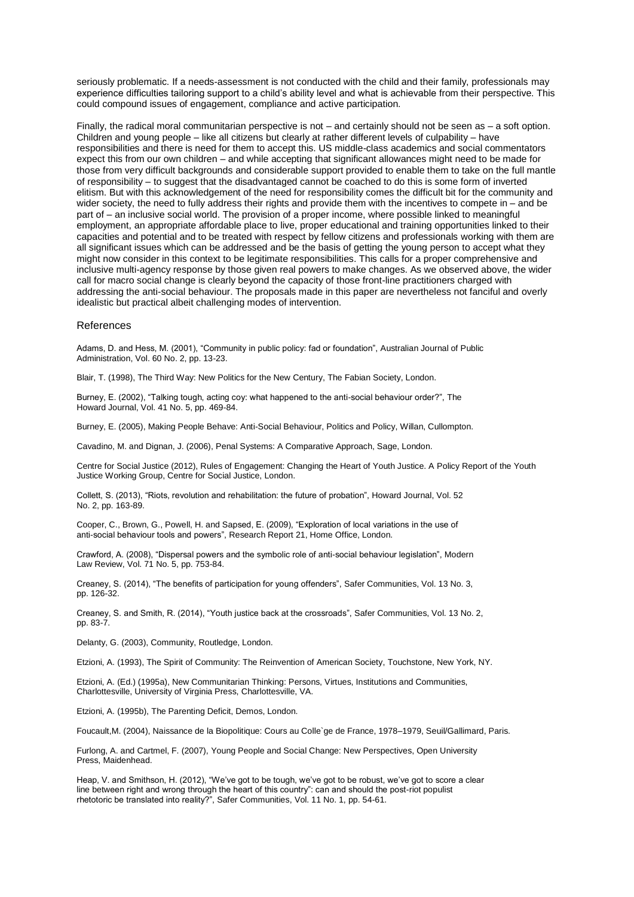seriously problematic. If a needs-assessment is not conducted with the child and their family, professionals may experience difficulties tailoring support to a child's ability level and what is achievable from their perspective. This could compound issues of engagement, compliance and active participation.

Finally, the radical moral communitarian perspective is not – and certainly should not be seen as – a soft option. Children and young people – like all citizens but clearly at rather different levels of culpability – have responsibilities and there is need for them to accept this. US middle-class academics and social commentators expect this from our own children – and while accepting that significant allowances might need to be made for those from very difficult backgrounds and considerable support provided to enable them to take on the full mantle of responsibility – to suggest that the disadvantaged cannot be coached to do this is some form of inverted elitism. But with this acknowledgement of the need for responsibility comes the difficult bit for the community and wider society, the need to fully address their rights and provide them with the incentives to compete in – and be part of – an inclusive social world. The provision of a proper income, where possible linked to meaningful employment, an appropriate affordable place to live, proper educational and training opportunities linked to their capacities and potential and to be treated with respect by fellow citizens and professionals working with them are all significant issues which can be addressed and be the basis of getting the young person to accept what they might now consider in this context to be legitimate responsibilities. This calls for a proper comprehensive and inclusive multi-agency response by those given real powers to make changes. As we observed above, the wider call for macro social change is clearly beyond the capacity of those front-line practitioners charged with addressing the anti-social behaviour. The proposals made in this paper are nevertheless not fanciful and overly idealistic but practical albeit challenging modes of intervention.

## References

Adams, D. and Hess, M. (2001), "Community in public policy: fad or foundation", Australian Journal of Public Administration, Vol. 60 No. 2, pp. 13-23.

Blair, T. (1998), The Third Way: New Politics for the New Century, The Fabian Society, London.

Burney, E. (2002), "Talking tough, acting coy: what happened to the anti-social behaviour order?", The Howard Journal, Vol. 41 No. 5, pp. 469-84.

Burney, E. (2005), Making People Behave: Anti-Social Behaviour, Politics and Policy, Willan, Cullompton.

Cavadino, M. and Dignan, J. (2006), Penal Systems: A Comparative Approach, Sage, London.

Centre for Social Justice (2012), Rules of Engagement: Changing the Heart of Youth Justice. A Policy Report of the Youth Justice Working Group, Centre for Social Justice, London.

Collett, S. (2013), "Riots, revolution and rehabilitation: the future of probation", Howard Journal, Vol. 52 No. 2, pp. 163-89.

Cooper, C., Brown, G., Powell, H. and Sapsed, E. (2009), "Exploration of local variations in the use of anti-social behaviour tools and powers", Research Report 21, Home Office, London.

Crawford, A. (2008), "Dispersal powers and the symbolic role of anti-social behaviour legislation", Modern Law Review, Vol. 71 No. 5, pp. 753-84.

Creaney, S. (2014), "The benefits of participation for young offenders", Safer Communities, Vol. 13 No. 3, pp. 126-32.

Creaney, S. and Smith, R. (2014), "Youth justice back at the crossroads", Safer Communities, Vol. 13 No. 2, pp. 83-7.

Delanty, G. (2003), Community, Routledge, London.

Etzioni, A. (1993), The Spirit of Community: The Reinvention of American Society, Touchstone, New York, NY.

Etzioni, A. (Ed.) (1995a), New Communitarian Thinking: Persons, Virtues, Institutions and Communities, Charlottesville, University of Virginia Press, Charlottesville, VA.

Etzioni, A. (1995b), The Parenting Deficit, Demos, London.

Foucault,M. (2004), Naissance de la Biopolitique: Cours au Colle`ge de France, 1978–1979, Seuil/Gallimard, Paris.

Furlong, A. and Cartmel, F. (2007), Young People and Social Change: New Perspectives, Open University Press, Maidenhead.

Heap, V. and Smithson, H. (2012), "We've got to be tough, we've got to be robust, we've got to score a clear line between right and wrong through the heart of this country": can and should the post-riot populist rhetotoric be translated into reality?", Safer Communities, Vol. 11 No. 1, pp. 54-61.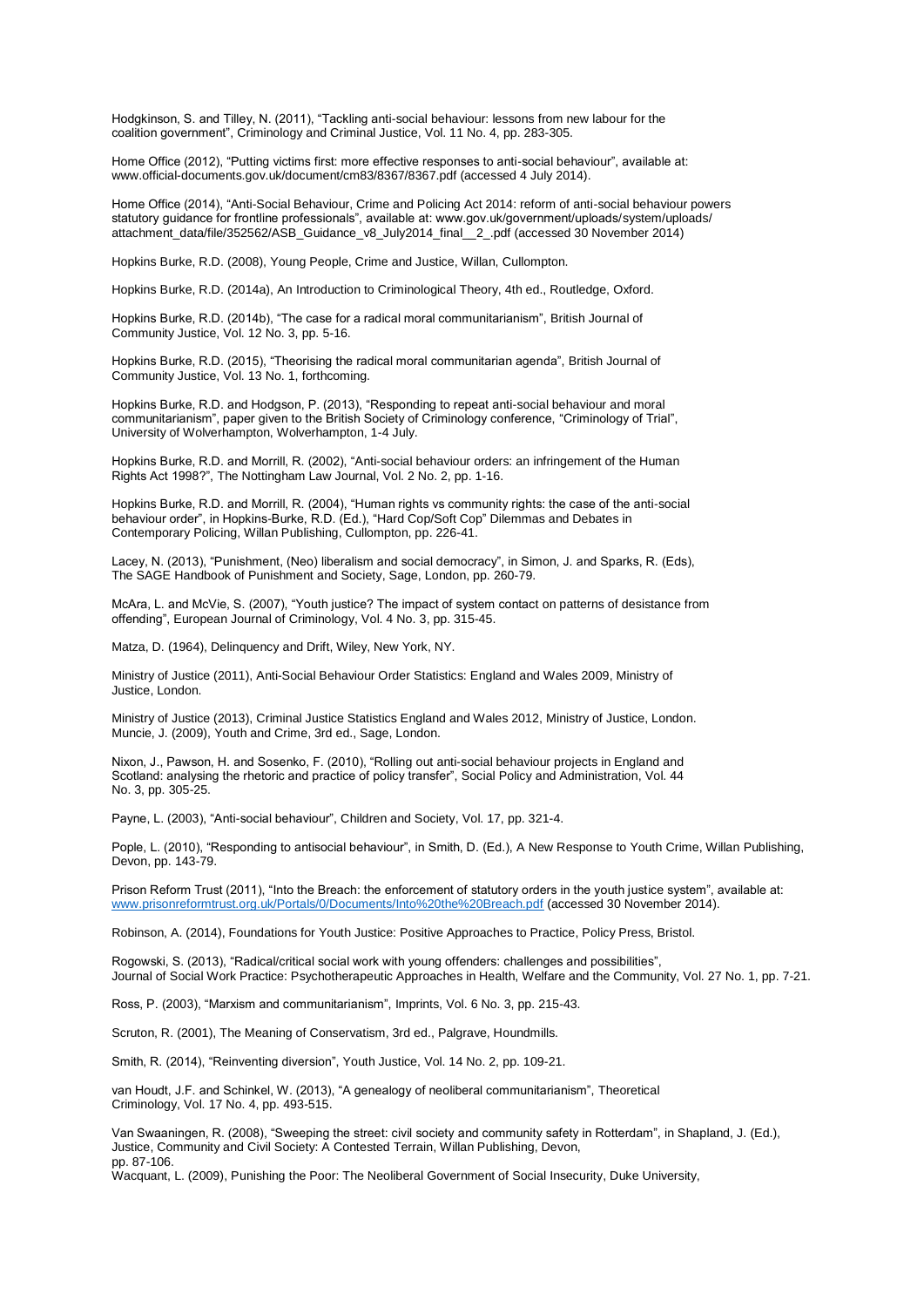Hodgkinson, S. and Tilley, N. (2011), "Tackling anti-social behaviour: lessons from new labour for the coalition government", Criminology and Criminal Justice, Vol. 11 No. 4, pp. 283-305.

Home Office (2012), "Putting victims first: more effective responses to anti-social behaviour", available at: www.official-documents.gov.uk/document/cm83/8367/8367.pdf (accessed 4 July 2014).

Home Office (2014), "Anti-Social Behaviour, Crime and Policing Act 2014: reform of anti-social behaviour powers statutory guidance for frontline professionals", available at: www.gov.uk/government/uploads/system/uploads/attachment_data/file/352562/ASB_Guidance_v8_July2014_final__2_.pdf (accessed 30 November 2014)

Hopkins Burke, R.D. (2008), Young People, Crime and Justice, Willan, Cullompton.

Hopkins Burke, R.D. (2014a), An Introduction to Criminological Theory, 4th ed., Routledge, Oxford.

Hopkins Burke, R.D. (2014b), "The case for a radical moral communitarianism", British Journal of Community Justice, Vol. 12 No. 3, pp. 5-16.

Hopkins Burke, R.D. (2015), "Theorising the radical moral communitarian agenda", British Journal of Community Justice, Vol. 13 No. 1, forthcoming.

Hopkins Burke, R.D. and Hodgson, P. (2013), "Responding to repeat anti-social behaviour and moral communitarianism", paper given to the British Society of Criminology conference, "Criminology of Trial", University of Wolverhampton, Wolverhampton, 1-4 July.

Hopkins Burke, R.D. and Morrill, R. (2002), "Anti-social behaviour orders: an infringement of the Human Rights Act 1998?", The Nottingham Law Journal, Vol. 2 No. 2, pp. 1-16.

Hopkins Burke, R.D. and Morrill, R. (2004), "Human rights vs community rights: the case of the anti-social behaviour order", in Hopkins-Burke, R.D. (Ed.), "Hard Cop/Soft Cop" Dilemmas and Debates in Contemporary Policing, Willan Publishing, Cullompton, pp. 226-41.

Lacey, N. (2013), "Punishment, (Neo) liberalism and social democracy", in Simon, J. and Sparks, R. (Eds), The SAGE Handbook of Punishment and Society, Sage, London, pp. 260-79.

McAra, L. and McVie, S. (2007), "Youth justice? The impact of system contact on patterns of desistance from offending", European Journal of Criminology, Vol. 4 No. 3, pp. 315-45.

Matza, D. (1964), Delinquency and Drift, Wiley, New York, NY.

Ministry of Justice (2011), Anti-Social Behaviour Order Statistics: England and Wales 2009, Ministry of Justice, London.

Ministry of Justice (2013), Criminal Justice Statistics England and Wales 2012, Ministry of Justice, London.

Muncie, J. (2009), Youth and Crime, 3rd ed., Sage, London.

Nixon, J., Pawson, H. and Sosenko, F. (2010), "Rolling out anti-social behaviour projects in England and Scotland: analysing the rhetoric and practice of policy transfer", Social Policy and Administration, Vol. 44 No. 3, pp. 305-25.

Payne, L. (2003), "Anti-social behaviour", Children and Society, Vol. 17, pp. 321-4.

Pople, L. (2010), "Responding to antisocial behaviour", in Smith, D. (Ed.), A New Response to Youth Crime, Willan Publishing, Devon, pp. 143-79.

Prison Reform Trust (2011), "Into the Breach: the enforcement of statutory orders in the youth justice system", available at: www.prisonreformtrust.org.uk/Portals/0/Documents/Into%20the%20Breach.pdf (accessed 30 November 2014).

Robinson, A. (2014), Foundations for Youth Justice: Positive Approaches to Practice, Policy Press, Bristol.

Rogowski, S. (2013), "Radical/critical social work with young offenders: challenges and possibilities", Journal of Social Work Practice: Psychotherapeutic Approaches in Health, Welfare and the Community, Vol. 27 No. 1, pp. 7-21.

Ross, P. (2003), "Marxism and communitarianism", Imprints, Vol. 6 No. 3, pp. 215-43.

Scruton, R. (2001), The Meaning of Conservatism, 3rd ed., Palgrave, Houndmills.

Smith, R. (2014), "Reinventing diversion", Youth Justice, Vol. 14 No. 2, pp. 109-21.

van Houdt, J.F. and Schinkel, W. (2013), "A genealogy of neoliberal communitarianism", Theoretical Criminology, Vol. 17 No. 4, pp. 493-515.

Van Swaaningen, R. (2008), "Sweeping the street: civil society and community safety in Rotterdam", in Shapland, J. (Ed.), Justice, Community and Civil Society: A Contested Terrain, Willan Publishing, Devon, pp. 87-106.

Wacquant, L. (2009), Punishing the Poor: The Neoliberal Government of Social Insecurity, Duke University,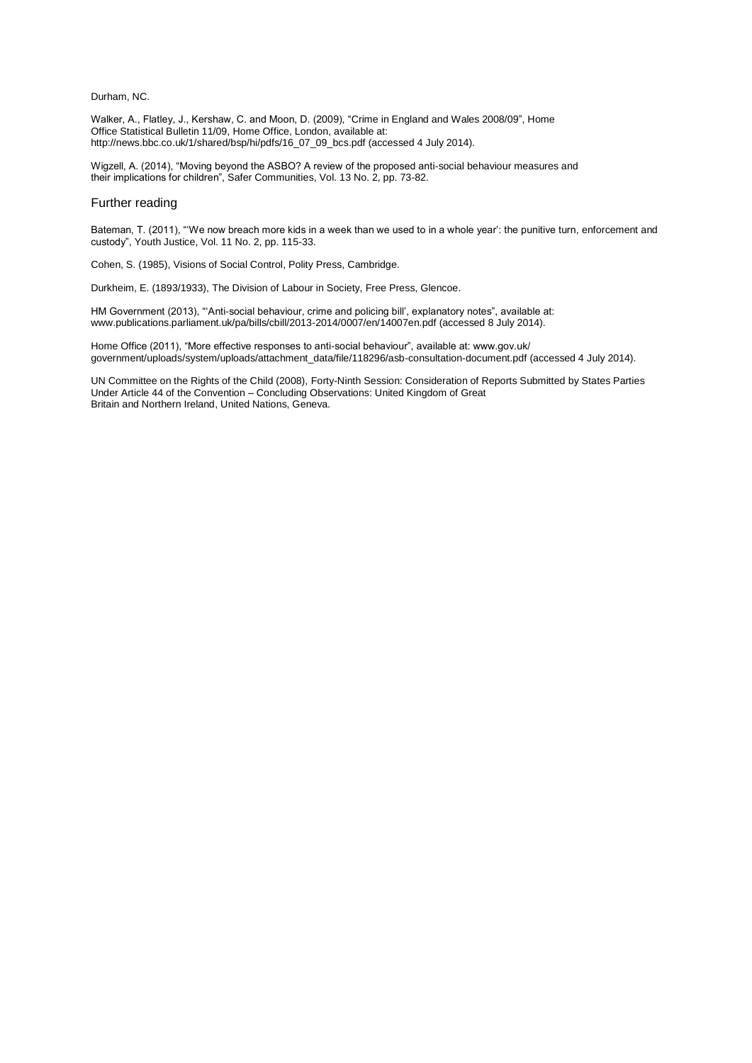Durham, NC.

Walker, A., Flatley, J., Kershaw, C. and Moon, D. (2009), "Crime in England and Wales 2008/09", Home Office Statistical Bulletin 11/09, Home Office, London, available at: http://news.bbc.co.uk/1/shared/bsp/hi/pdfs/16_07_09_bcs.pdf (accessed 4 July 2014).

Wigzell, A. (2014), "Moving beyond the ASBO? A review of the proposed anti-social behaviour measures and their implications for children", Safer Communities, Vol. 13 No. 2, pp. 73-82.

## Further reading

Bateman, T. (2011), "'We now breach more kids in a week than we used to in a whole year': the punitive turn, enforcement and custody", Youth Justice, Vol. 11 No. 2, pp. 115-33.

Cohen, S. (1985), Visions of Social Control, Polity Press, Cambridge.

Durkheim, E. (1893/1933), The Division of Labour in Society, Free Press, Glencoe.

HM Government (2013), "'Anti-social behaviour, crime and policing bill', explanatory notes", available at: www.publications.parliament.uk/pa/bills/cbill/2013-2014/0007/en/14007en.pdf (accessed 8 July 2014).

Home Office (2011), "More effective responses to anti-social behaviour", available at: www.gov.uk/government/uploads/system/uploads/attachment_data/file/118296/asb-consultation-document.pdf (accessed 4 July 2014).

UN Committee on the Rights of the Child (2008), Forty-Ninth Session: Consideration of Reports Submitted by States Parties Under Article 44 of the Convention – Concluding Observations: United Kingdom of Great Britain and Northern Ireland, United Nations, Geneva.